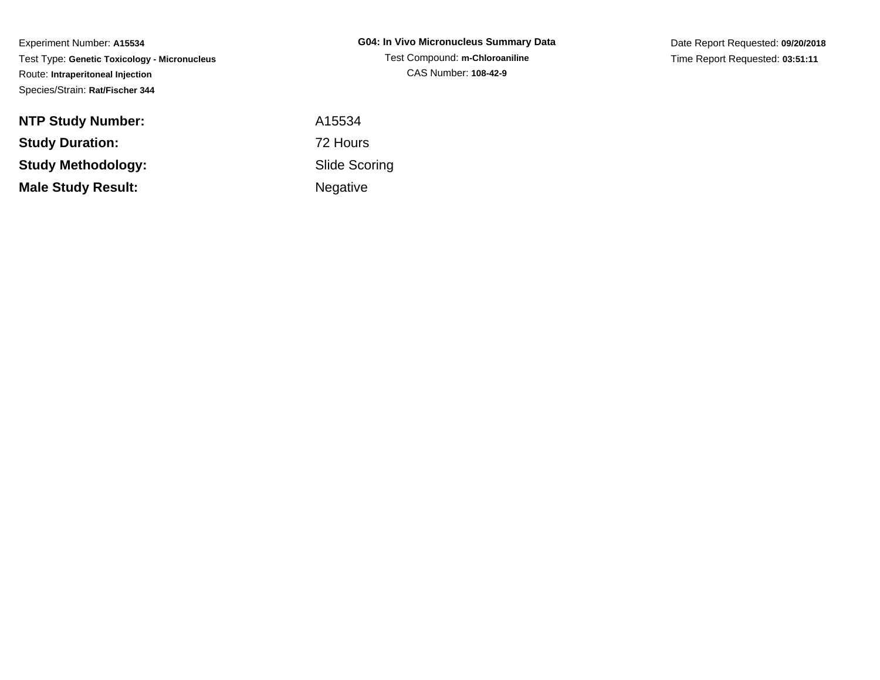Experiment Number: **A15534**

Test Type: **Genetic Toxicology - Micronucleus**

Route: **Intraperitoneal Injection**

Species/Strain: **Rat/Fischer 344**

**G04: In Vivo Micronucleus Summary Data**

Test Compound: **m-Chloroaniline**

CAS Number: **108-42-9**

Date Report Requested: **09/20/2018**

Time Report Requested: **03:51:11**

| | |
|---|---|
| **NTP Study Number:** | A15534 |
| **Study Duration:** | 72 Hours |
| **Study Methodology:** | Slide Scoring |
| **Male Study Result:** | Negative |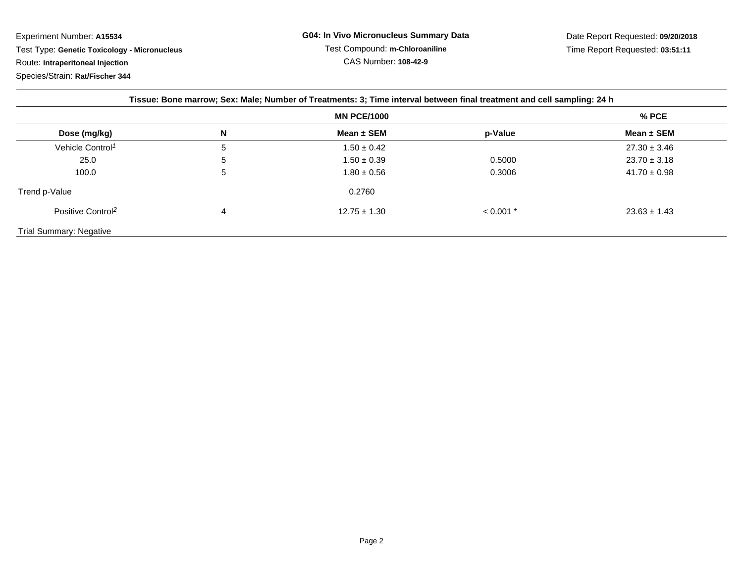Experiment Number: **A15534**

Test Type: **Genetic Toxicology - Micronucleus**

Route: **Intraperitoneal Injection**

Species/Strain: **Rat/Fischer 344**

**G04: In Vivo Micronucleus Summary Data**

Test Compound: **m-Chloroaniline**

CAS Number: **108-42-9**

Date Report Requested: **09/20/2018**

Time Report Requested: **03:51:11**

**Tissue: Bone marrow; Sex: Male; Number of Treatments: 3; Time interval between final treatment and cell sampling: 24 h**

| | | MN PCE/1000 | | % PCE |
|---|---|---|---|---|
| **Dose (mg/kg)** | **N** | **Mean ± SEM** | **p-Value** | **Mean ± SEM** |
| Vehicle Control[1] | 5 | 1.50 ± 0.42 | | 27.30 ± 3.46 |
| 25.0 | 5 | 1.50 ± 0.39 | 0.5000 | 23.70 ± 3.18 |
| 100.0 | 5 | 1.80 ± 0.56 | 0.3006 | 41.70 ± 0.98 |
| Trend p-Value | | 0.2760 | | |
| Positive Control[2] | 4 | 12.75 ± 1.30 | < 0.001 * | 23.63 ± 1.43 |

Trial Summary: Negative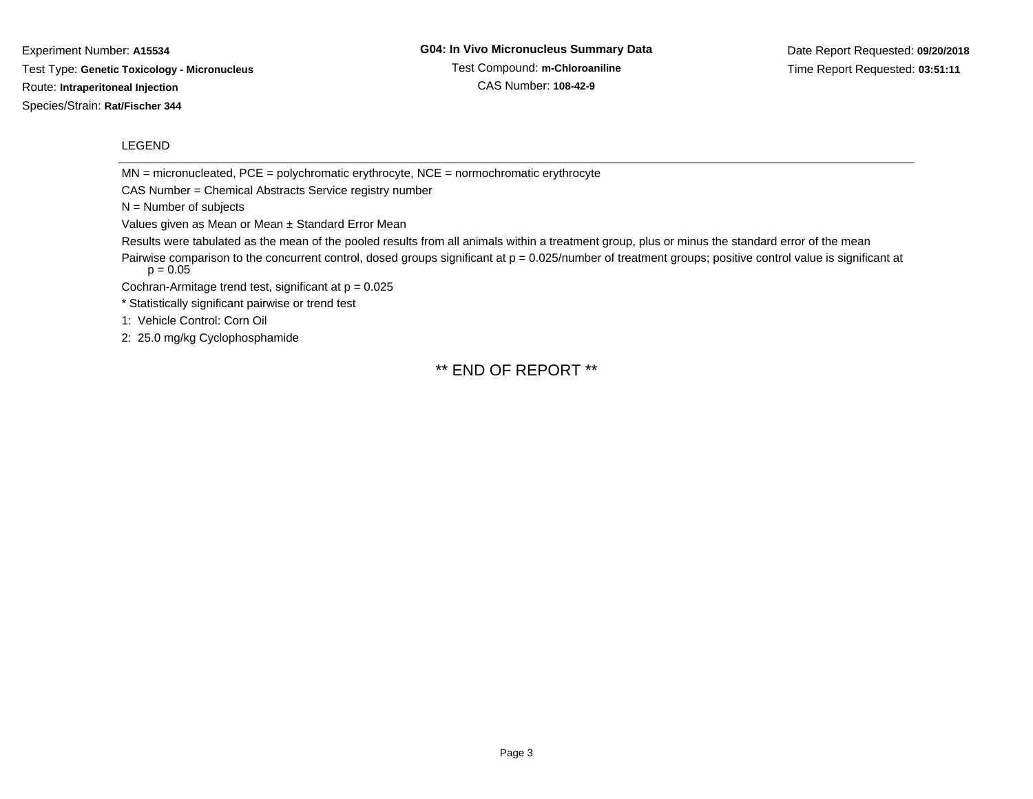Experiment Number: **A15534**

Test Type: **Genetic Toxicology - Micronucleus**

Route: **Intraperitoneal Injection**

Species/Strain: **Rat/Fischer 344**

**G04: In Vivo Micronucleus Summary Data**

Test Compound: **m-Chloroaniline**

CAS Number: **108-42-9**

Date Report Requested: **09/20/2018**

Time Report Requested: **03:51:11**

LEGEND

MN = micronucleated, PCE = polychromatic erythrocyte, NCE = normochromatic erythrocyte

CAS Number = Chemical Abstracts Service registry number

N = Number of subjects

Values given as Mean or Mean ± Standard Error Mean

Results were tabulated as the mean of the pooled results from all animals within a treatment group, plus or minus the standard error of the mean

Pairwise comparison to the concurrent control, dosed groups significant at p = 0.025/number of treatment groups; positive control value is significant at p = 0.05

Cochran-Armitage trend test, significant at p = 0.025

* Statistically significant pairwise or trend test

1: Vehicle Control: Corn Oil

2: 25.0 mg/kg Cyclophosphamide

** END OF REPORT **